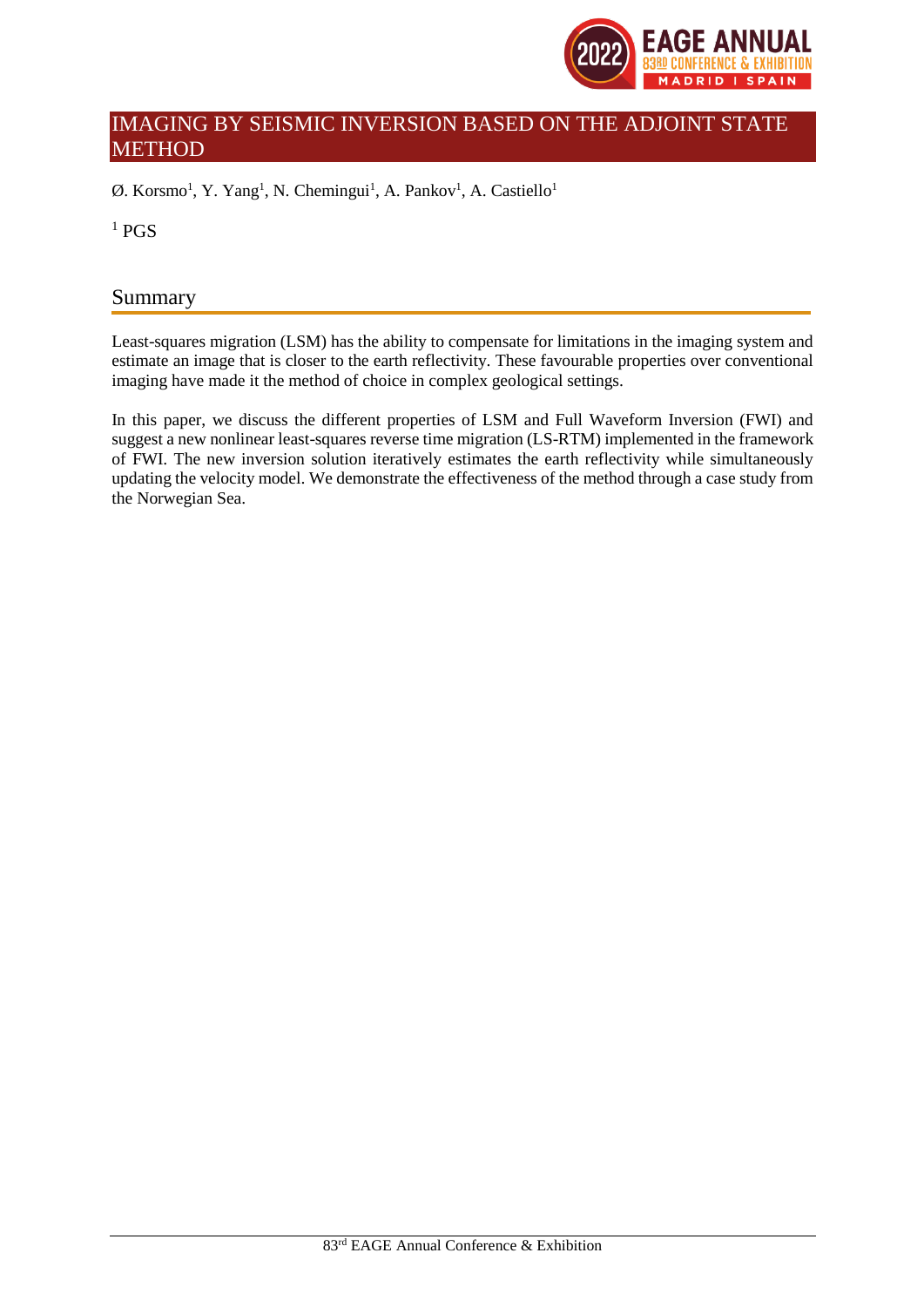# IMAGING BY SEISMIC INVERSION BASED ON THE ADJOINT STATE METHOD

Ø. Korsmo[1], Y. Yang[1], N. Chemingui[1], A. Pankov[1], A. Castiello[1]

[1] PGS

## Summary

Least-squares migration (LSM) has the ability to compensate for limitations in the imaging system and estimate an image that is closer to the earth reflectivity. These favourable properties over conventional imaging have made it the method of choice in complex geological settings.

In this paper, we discuss the different properties of LSM and Full Waveform Inversion (FWI) and suggest a new nonlinear least-squares reverse time migration (LS-RTM) implemented in the framework of FWI. The new inversion solution iteratively estimates the earth reflectivity while simultaneously updating the velocity model. We demonstrate the effectiveness of the method through a case study from the Norwegian Sea.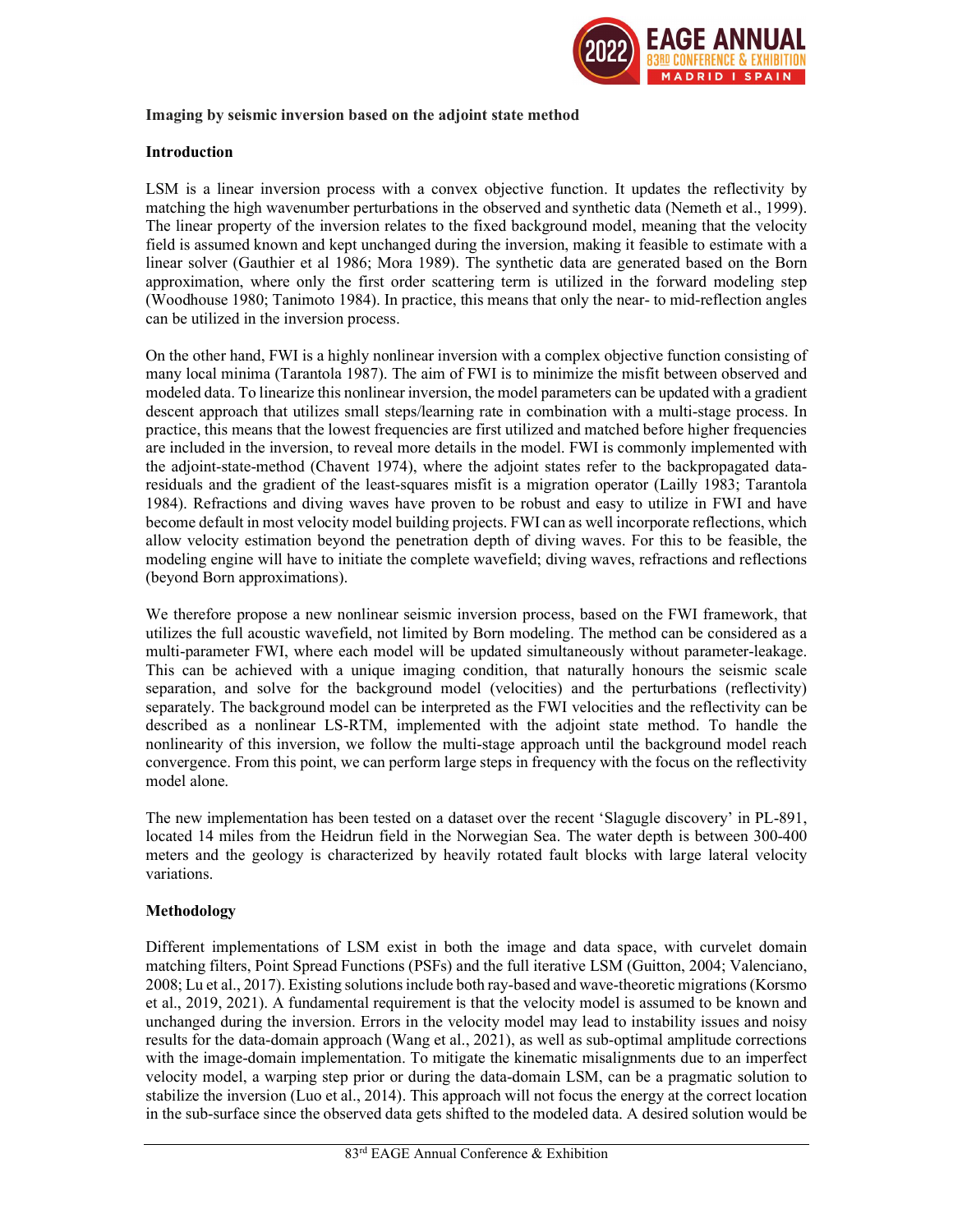**Imaging by seismic inversion based on the adjoint state method**

**Introduction**

LSM is a linear inversion process with a convex objective function. It updates the reflectivity by matching the high wavenumber perturbations in the observed and synthetic data (Nemeth et al., 1999). The linear property of the inversion relates to the fixed background model, meaning that the velocity field is assumed known and kept unchanged during the inversion, making it feasible to estimate with a linear solver (Gauthier et al 1986; Mora 1989). The synthetic data are generated based on the Born approximation, where only the first order scattering term is utilized in the forward modeling step (Woodhouse 1980; Tanimoto 1984). In practice, this means that only the near- to mid-reflection angles can be utilized in the inversion process.

On the other hand, FWI is a highly nonlinear inversion with a complex objective function consisting of many local minima (Tarantola 1987). The aim of FWI is to minimize the misfit between observed and modeled data. To linearize this nonlinear inversion, the model parameters can be updated with a gradient descent approach that utilizes small steps/learning rate in combination with a multi-stage process. In practice, this means that the lowest frequencies are first utilized and matched before higher frequencies are included in the inversion, to reveal more details in the model. FWI is commonly implemented with the adjoint-state-method (Chavent 1974), where the adjoint states refer to the backpropagated data-residuals and the gradient of the least-squares misfit is a migration operator (Lailly 1983; Tarantola 1984). Refractions and diving waves have proven to be robust and easy to utilize in FWI and have become default in most velocity model building projects. FWI can as well incorporate reflections, which allow velocity estimation beyond the penetration depth of diving waves. For this to be feasible, the modeling engine will have to initiate the complete wavefield; diving waves, refractions and reflections (beyond Born approximations).

We therefore propose a new nonlinear seismic inversion process, based on the FWI framework, that utilizes the full acoustic wavefield, not limited by Born modeling. The method can be considered as a multi-parameter FWI, where each model will be updated simultaneously without parameter-leakage. This can be achieved with a unique imaging condition, that naturally honours the seismic scale separation, and solve for the background model (velocities) and the perturbations (reflectivity) separately. The background model can be interpreted as the FWI velocities and the reflectivity can be described as a nonlinear LS-RTM, implemented with the adjoint state method. To handle the nonlinearity of this inversion, we follow the multi-stage approach until the background model reach convergence. From this point, we can perform large steps in frequency with the focus on the reflectivity model alone.

The new implementation has been tested on a dataset over the recent 'Slagugle discovery' in PL-891, located 14 miles from the Heidrun field in the Norwegian Sea. The water depth is between 300-400 meters and the geology is characterized by heavily rotated fault blocks with large lateral velocity variations.

**Methodology**

Different implementations of LSM exist in both the image and data space, with curvelet domain matching filters, Point Spread Functions (PSFs) and the full iterative LSM (Guitton, 2004; Valenciano, 2008; Lu et al., 2017). Existing solutions include both ray-based and wave-theoretic migrations (Korsmo et al., 2019, 2021). A fundamental requirement is that the velocity model is assumed to be known and unchanged during the inversion. Errors in the velocity model may lead to instability issues and noisy results for the data-domain approach (Wang et al., 2021), as well as sub-optimal amplitude corrections with the image-domain implementation. To mitigate the kinematic misalignments due to an imperfect velocity model, a warping step prior or during the data-domain LSM, can be a pragmatic solution to stabilize the inversion (Luo et al., 2014). This approach will not focus the energy at the correct location in the sub-surface since the observed data gets shifted to the modeled data. A desired solution would be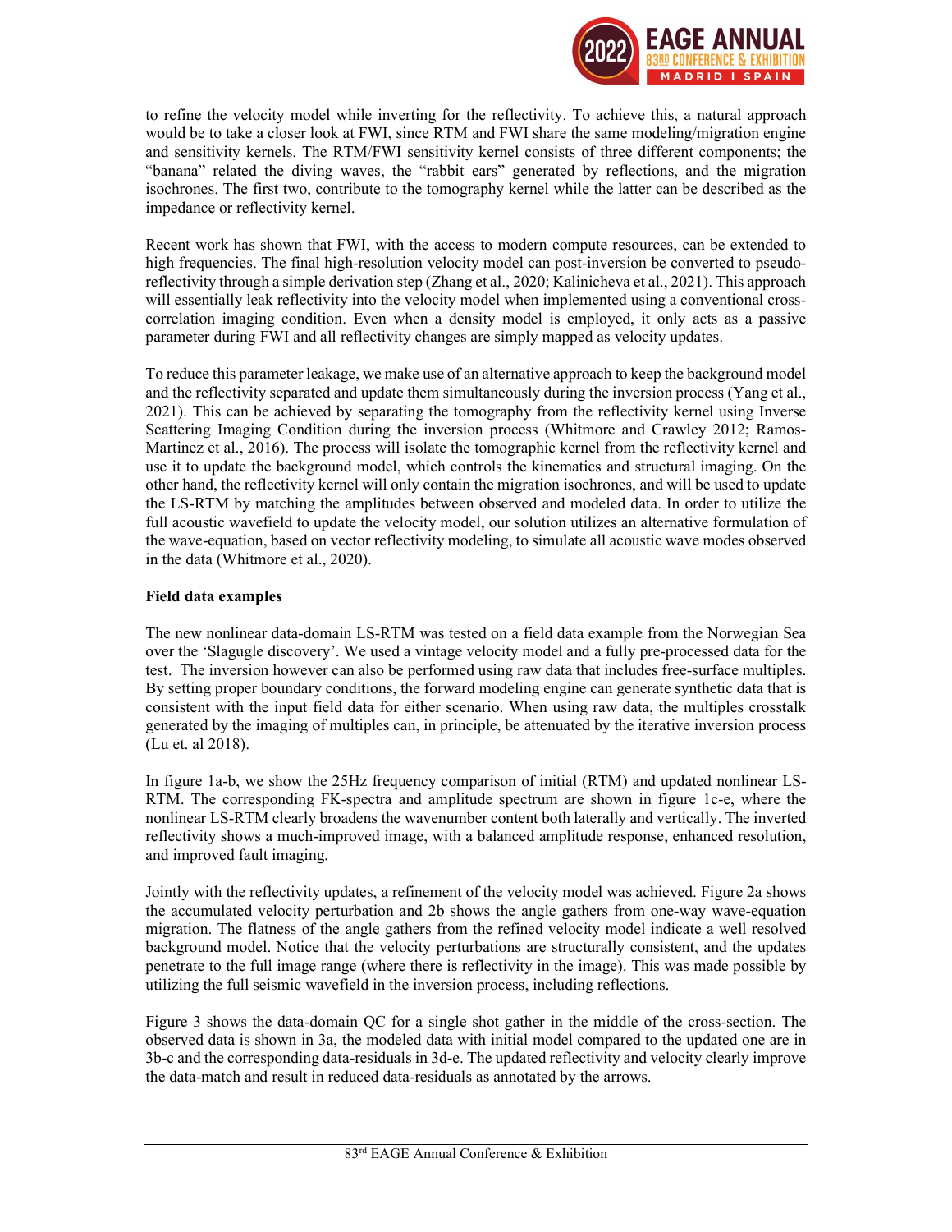to refine the velocity model while inverting for the reflectivity. To achieve this, a natural approach would be to take a closer look at FWI, since RTM and FWI share the same modeling/migration engine and sensitivity kernels. The RTM/FWI sensitivity kernel consists of three different components; the "banana" related the diving waves, the "rabbit ears" generated by reflections, and the migration isochrones. The first two, contribute to the tomography kernel while the latter can be described as the impedance or reflectivity kernel.

Recent work has shown that FWI, with the access to modern compute resources, can be extended to high frequencies. The final high-resolution velocity model can post-inversion be converted to pseudo-reflectivity through a simple derivation step (Zhang et al., 2020; Kalinicheva et al., 2021). This approach will essentially leak reflectivity into the velocity model when implemented using a conventional cross-correlation imaging condition. Even when a density model is employed, it only acts as a passive parameter during FWI and all reflectivity changes are simply mapped as velocity updates.

To reduce this parameter leakage, we make use of an alternative approach to keep the background model and the reflectivity separated and update them simultaneously during the inversion process (Yang et al., 2021). This can be achieved by separating the tomography from the reflectivity kernel using Inverse Scattering Imaging Condition during the inversion process (Whitmore and Crawley 2012; Ramos-Martinez et al., 2016). The process will isolate the tomographic kernel from the reflectivity kernel and use it to update the background model, which controls the kinematics and structural imaging. On the other hand, the reflectivity kernel will only contain the migration isochrones, and will be used to update the LS-RTM by matching the amplitudes between observed and modeled data. In order to utilize the full acoustic wavefield to update the velocity model, our solution utilizes an alternative formulation of the wave-equation, based on vector reflectivity modeling, to simulate all acoustic wave modes observed in the data (Whitmore et al., 2020).

**Field data examples**

The new nonlinear data-domain LS-RTM was tested on a field data example from the Norwegian Sea over the 'Slagugle discovery'. We used a vintage velocity model and a fully pre-processed data for the test. The inversion however can also be performed using raw data that includes free-surface multiples. By setting proper boundary conditions, the forward modeling engine can generate synthetic data that is consistent with the input field data for either scenario. When using raw data, the multiples crosstalk generated by the imaging of multiples can, in principle, be attenuated by the iterative inversion process (Lu et. al 2018).

In figure 1a-b, we show the 25Hz frequency comparison of initial (RTM) and updated nonlinear LS-RTM. The corresponding FK-spectra and amplitude spectrum are shown in figure 1c-e, where the nonlinear LS-RTM clearly broadens the wavenumber content both laterally and vertically. The inverted reflectivity shows a much-improved image, with a balanced amplitude response, enhanced resolution, and improved fault imaging.

Jointly with the reflectivity updates, a refinement of the velocity model was achieved. Figure 2a shows the accumulated velocity perturbation and 2b shows the angle gathers from one-way wave-equation migration. The flatness of the angle gathers from the refined velocity model indicate a well resolved background model. Notice that the velocity perturbations are structurally consistent, and the updates penetrate to the full image range (where there is reflectivity in the image). This was made possible by utilizing the full seismic wavefield in the inversion process, including reflections.

Figure 3 shows the data-domain QC for a single shot gather in the middle of the cross-section. The observed data is shown in 3a, the modeled data with initial model compared to the updated one are in 3b-c and the corresponding data-residuals in 3d-e. The updated reflectivity and velocity clearly improve the data-match and result in reduced data-residuals as annotated by the arrows.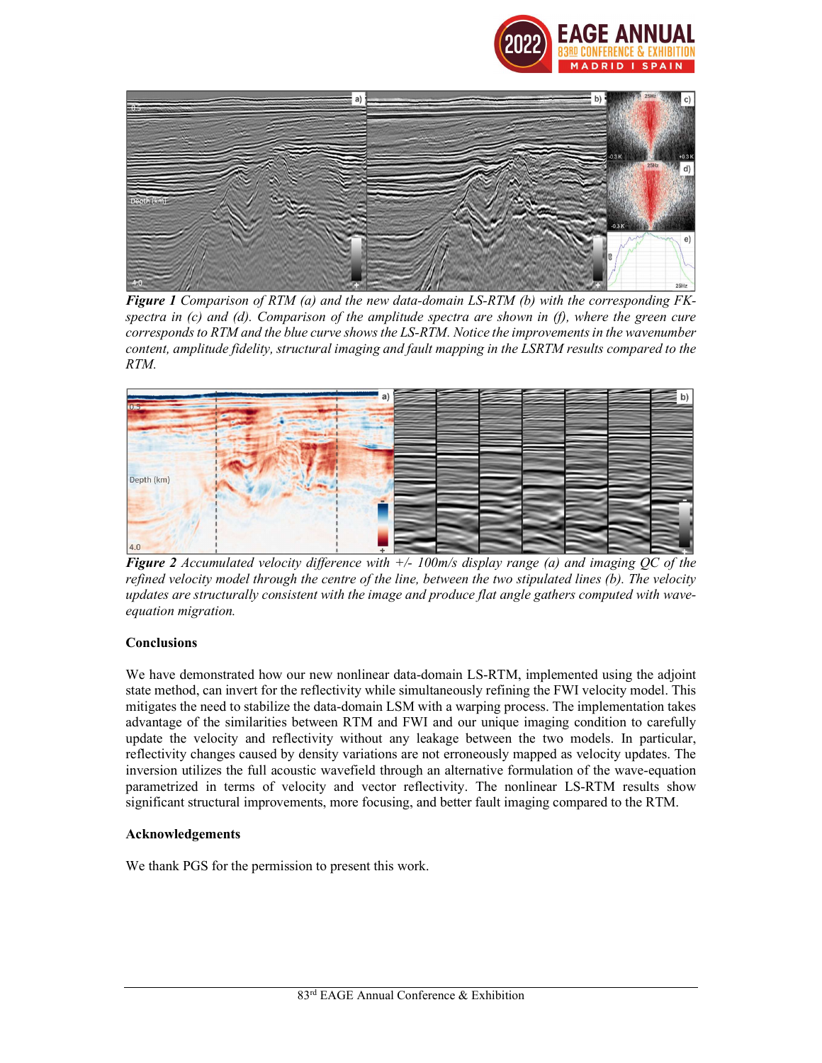*Figure 1 Comparison of RTM (a) and the new data-domain LS-RTM (b) with the corresponding FK-spectra in (c) and (d). Comparison of the amplitude spectra are shown in (f), where the green cure corresponds to RTM and the blue curve shows the LS-RTM. Notice the improvements in the wavenumber content, amplitude fidelity, structural imaging and fault mapping in the LSRTM results compared to the RTM.*

*Figure 2 Accumulated velocity difference with +/- 100m/s display range (a) and imaging QC of the refined velocity model through the centre of the line, between the two stipulated lines (b). The velocity updates are structurally consistent with the image and produce flat angle gathers computed with wave-equation migration.*

**Conclusions**

We have demonstrated how our new nonlinear data-domain LS-RTM, implemented using the adjoint state method, can invert for the reflectivity while simultaneously refining the FWI velocity model. This mitigates the need to stabilize the data-domain LSM with a warping process. The implementation takes advantage of the similarities between RTM and FWI and our unique imaging condition to carefully update the velocity and reflectivity without any leakage between the two models. In particular, reflectivity changes caused by density variations are not erroneously mapped as velocity updates. The inversion utilizes the full acoustic wavefield through an alternative formulation of the wave-equation parametrized in terms of velocity and vector reflectivity. The nonlinear LS-RTM results show significant structural improvements, more focusing, and better fault imaging compared to the RTM.

**Acknowledgements**

We thank PGS for the permission to present this work.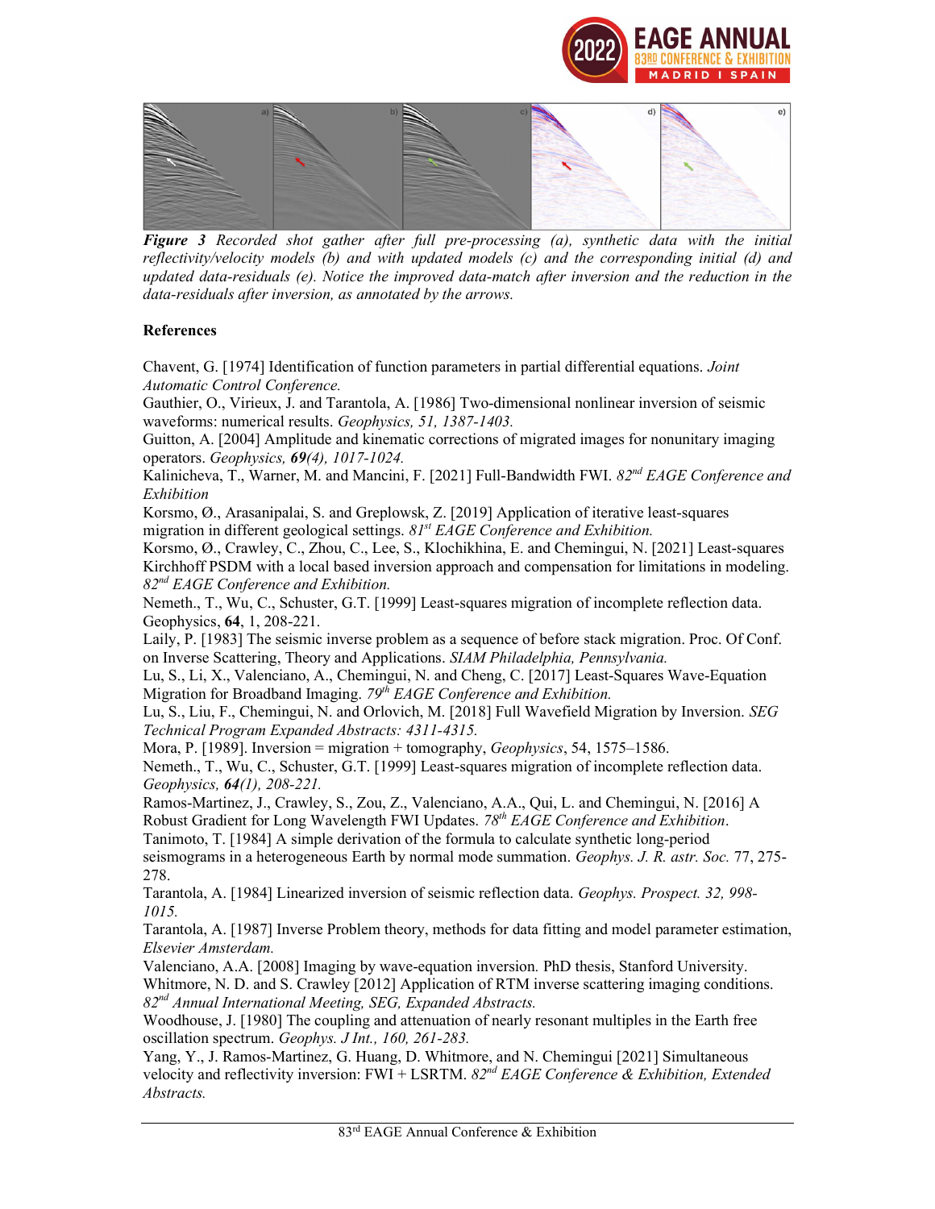***Figure 3*** *Recorded shot gather after full pre-processing (a), synthetic data with the initial reflectivity/velocity models (b) and with updated models (c) and the corresponding initial (d) and updated data-residuals (e). Notice the improved data-match after inversion and the reduction in the data-residuals after inversion, as annotated by the arrows.*

**References**

Chavent, G. [1974] Identification of function parameters in partial differential equations. *Joint Automatic Control Conference.*

Gauthier, O., Virieux, J. and Tarantola, A. [1986] Two-dimensional nonlinear inversion of seismic waveforms: numerical results. *Geophysics, 51, 1387-1403.*

Guitton, A. [2004] Amplitude and kinematic corrections of migrated images for nonunitary imaging operators. *Geophysics, **69**(4), 1017-1024.*

Kalinicheva, T., Warner, M. and Mancini, F. [2021] Full-Bandwidth FWI. *82nd EAGE Conference and Exhibition*

Korsmo, Ø., Arasanipalai, S. and Greplowsk, Z. [2019] Application of iterative least-squares migration in different geological settings. *81st EAGE Conference and Exhibition.*

Korsmo, Ø., Crawley, C., Zhou, C., Lee, S., Klochikhina, E. and Chemingui, N. [2021] Least-squares Kirchhoff PSDM with a local based inversion approach and compensation for limitations in modeling. *82nd EAGE Conference and Exhibition.*

Nemeth., T., Wu, C., Schuster, G.T. [1999] Least-squares migration of incomplete reflection data. Geophysics, **64**, 1, 208-221.

Laily, P. [1983] The seismic inverse problem as a sequence of before stack migration. Proc. Of Conf. on Inverse Scattering, Theory and Applications. *SIAM Philadelphia, Pennsylvania.*

Lu, S., Li, X., Valenciano, A., Chemingui, N. and Cheng, C. [2017] Least-Squares Wave-Equation Migration for Broadband Imaging. *79th EAGE Conference and Exhibition.*

Lu, S., Liu, F., Chemingui, N. and Orlovich, M. [2018] Full Wavefield Migration by Inversion. *SEG Technical Program Expanded Abstracts: 4311-4315.*

Mora, P. [1989]. Inversion = migration + tomography, *Geophysics*, 54, 1575–1586.

Nemeth., T., Wu, C., Schuster, G.T. [1999] Least-squares migration of incomplete reflection data. *Geophysics, **64**(1), 208-221.*

Ramos-Martinez, J., Crawley, S., Zou, Z., Valenciano, A.A., Qui, L. and Chemingui, N. [2016] A Robust Gradient for Long Wavelength FWI Updates. *78th EAGE Conference and Exhibition*.

Tanimoto, T. [1984] A simple derivation of the formula to calculate synthetic long-period seismograms in a heterogeneous Earth by normal mode summation. *Geophys. J. R. astr. Soc.* 77, 275-278.

Tarantola, A. [1984] Linearized inversion of seismic reflection data. *Geophys. Prospect. 32, 998-1015.*

Tarantola, A. [1987] Inverse Problem theory, methods for data fitting and model parameter estimation, *Elsevier Amsterdam.*

Valenciano, A.A. [2008] Imaging by wave-equation inversion. PhD thesis, Stanford University.

Whitmore, N. D. and S. Crawley [2012] Application of RTM inverse scattering imaging conditions. *82nd Annual International Meeting, SEG, Expanded Abstracts.*

Woodhouse, J. [1980] The coupling and attenuation of nearly resonant multiples in the Earth free oscillation spectrum. *Geophys. J Int., 160, 261-283.*

Yang, Y., J. Ramos-Martinez, G. Huang, D. Whitmore, and N. Chemingui [2021] Simultaneous velocity and reflectivity inversion: FWI + LSRTM. *82nd EAGE Conference & Exhibition, Extended Abstracts.*